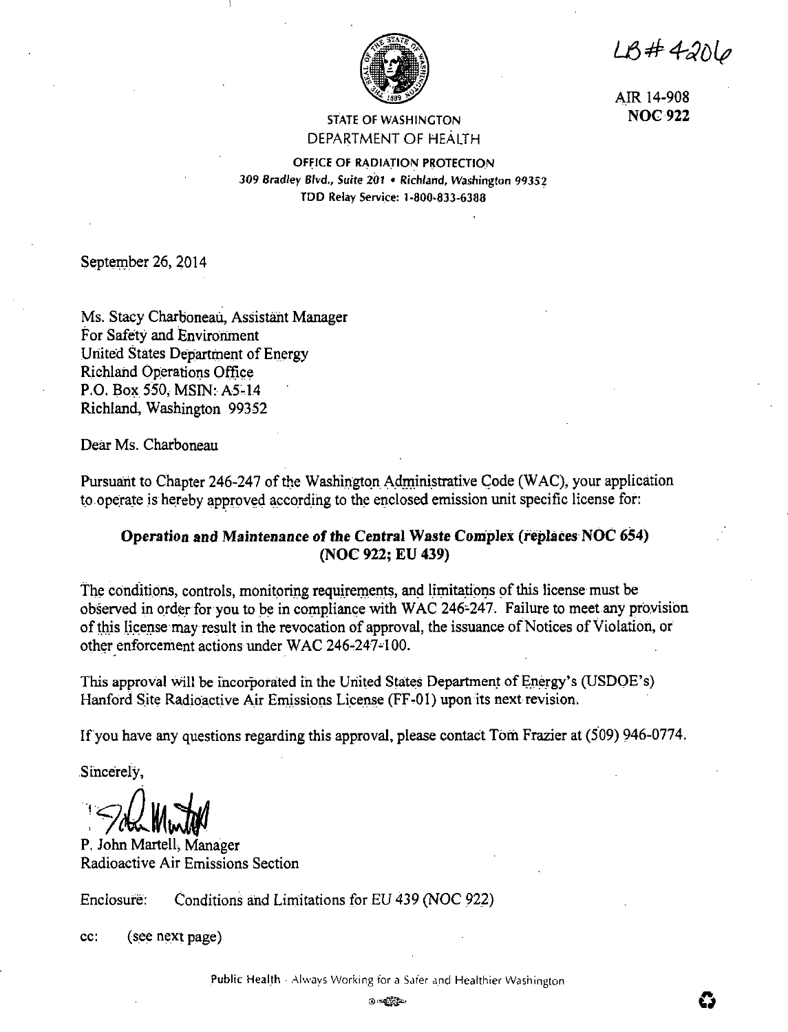LB # 4206

AIR 14-908
**NOC 922**

STATE OF WASHINGTON
DEPARTMENT OF HEALTH

OFFICE OF RADIATION PROTECTION
*309 Bradley Blvd., Suite 201 • Richland, Washington 99352*
TDD Relay Service: 1-800-833-6388

September 26, 2014

Ms. Stacy Charboneau, Assistant Manager
For Safety and Environment
United States Department of Energy
Richland Operations Office
P.O. Box 550, MSIN: A5-14
Richland, Washington 99352

Dear Ms. Charboneau

Pursuant to Chapter 246-247 of the Washington Administrative Code (WAC), your application to operate is hereby approved according to the enclosed emission unit specific license for:

**Operation and Maintenance of the Central Waste Complex (replaces NOC 654)**
**(NOC 922; EU 439)**

The conditions, controls, monitoring requirements, and limitations of this license must be observed in order for you to be in compliance with WAC 246-247. Failure to meet any provision of this license may result in the revocation of approval, the issuance of Notices of Violation, or other enforcement actions under WAC 246-247-100.

This approval will be incorporated in the United States Department of Energy's (USDOE's) Hanford Site Radioactive Air Emissions License (FF-01) upon its next revision.

If you have any questions regarding this approval, please contact Tom Frazier at (509) 946-0774.

Sincerely,

P. John Martell, Manager
Radioactive Air Emissions Section

Enclosure: Conditions and Limitations for EU 439 (NOC 922)

cc: (see next page)

Public Health - Always Working for a Safer and Healthier Washington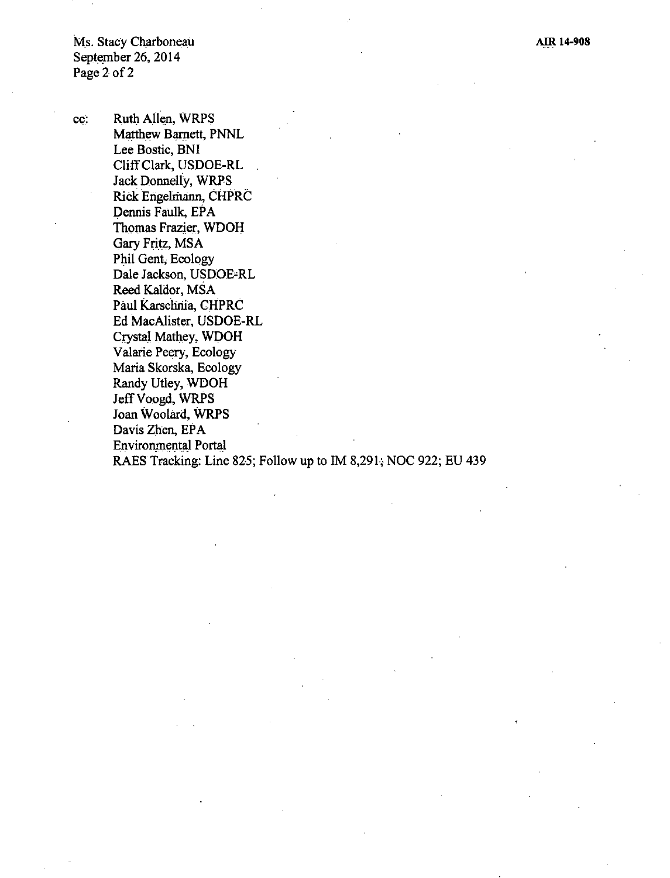cc: Ruth Allen, WRPS
Matthew Barnett, PNNL
Lee Bostic, BNI
Cliff Clark, USDOE-RL
Jack Donnelly, WRPS
Rick Engelmann, CHPRC
Dennis Faulk, EPA
Thomas Frazier, WDOH
Gary Fritz, MSA
Phil Gent, Ecology
Dale Jackson, USDOE-RL
Reed Kaldor, MSA
Paul Karschnia, CHPRC
Ed MacAlister, USDOE-RL
Crystal Mathey, WDOH
Valarie Peery, Ecology
Maria Skorska, Ecology
Randy Utley, WDOH
Jeff Voogd, WRPS
Joan Woolard, WRPS
Davis Zhen, EPA
Environmental Portal
RAES Tracking: Line 825; Follow up to IM 8,291; NOC 922; EU 439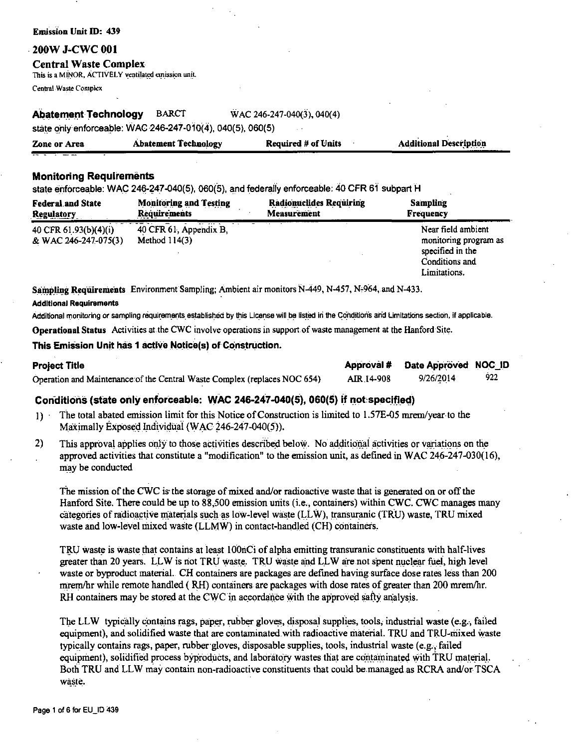**Emission Unit ID: 439**

## 200W J-CWC 001

### Central Waste Complex

This is a MINOR, ACTIVELY ventilated emission unit.

Central Waste Complex

**Abatement Technology** BARCT WAC 246-247-040(3), 040(4)

state only enforceable: WAC 246-247-010(4), 040(5), 060(5)

| Zone or Area | Abatement Technology | Required # of Units | Additional Description |
|---|---|---|---|

**Monitoring Requirements**

state enforceable: WAC 246-247-040(5), 060(5), and federally enforceable: 40 CFR 61 subpart H

| Federal and State Regulatory | Monitoring and Testing Requirements | Radionuclides Requiring Measurement | Sampling Frequency |
|---|---|---|---|
| 40 CFR 61.93(b)(4)(i) & WAC 246-247-075(3) | 40 CFR 61, Appendix B, Method 114(3) | | Near field ambient monitoring program as specified in the Conditions and Limitations. |

**Sampling Requirements** Environment Sampling; Ambient air monitors N-449, N-457, N-964, and N-433.

**Additional Requirements**

Additional monitoring or sampling requirements established by this License will be listed in the Conditions and Limitations section, if applicable.

**Operational Status** Activities at the CWC involve operations in support of waste management at the Hanford Site.

**This Emission Unit has 1 active Notice(s) of Construction.**

| Project Title | Approval # | Date Approved | NOC_ID |
|---|---|---|---|
| Operation and Maintenance of the Central Waste Complex (replaces NOC 654) | AIR 14-908 | 9/26/2014 | 922 |

**Conditions (state only enforceable: WAC 246-247-040(5), 060(5) if not specified)**

1) The total abated emission limit for this Notice of Construction is limited to 1.57E-05 mrem/year to the Maximally Exposed Individual (WAC 246-247-040(5)).

2) This approval applies only to those activities described below. No additional activities or variations on the approved activities that constitute a "modification" to the emission unit, as defined in WAC 246-247-030(16), may be conducted

   The mission of the CWC is the storage of mixed and/or radioactive waste that is generated on or off the Hanford Site. There could be up to 88,500 emission units (i.e., containers) within CWC. CWC manages many categories of radioactive materials such as low-level waste (LLW), transuranic (TRU) waste, TRU mixed waste and low-level mixed waste (LLMW) in contact-handled (CH) containers.

   TRU waste is waste that contains at least 100nCi of alpha emitting transuranic constituents with half-lives greater than 20 years. LLW is not TRU waste. TRU waste and LLW are not spent nuclear fuel, high level waste or byproduct material. CH containers are packages are defined having surface dose rates less than 200 mrem/hr while remote handled ( RH) containers are packages with dose rates of greater than 200 mrem/hr. RH containers may be stored at the CWC in accordance with the approved safty analysis.

   The LLW typically contains rags, paper, rubber gloves, disposal supplies, tools, industrial waste (e.g., failed equipment), and solidified waste that are contaminated with radioactive material. TRU and TRU-mixed waste typically contains rags, paper, rubber gloves, disposable supplies, tools, industrial waste (e.g., failed equipment), solidified process byproducts, and laboratory wastes that are contaminated with TRU material. Both TRU and LLW may contain non-radioactive constituents that could be managed as RCRA and/or TSCA waste.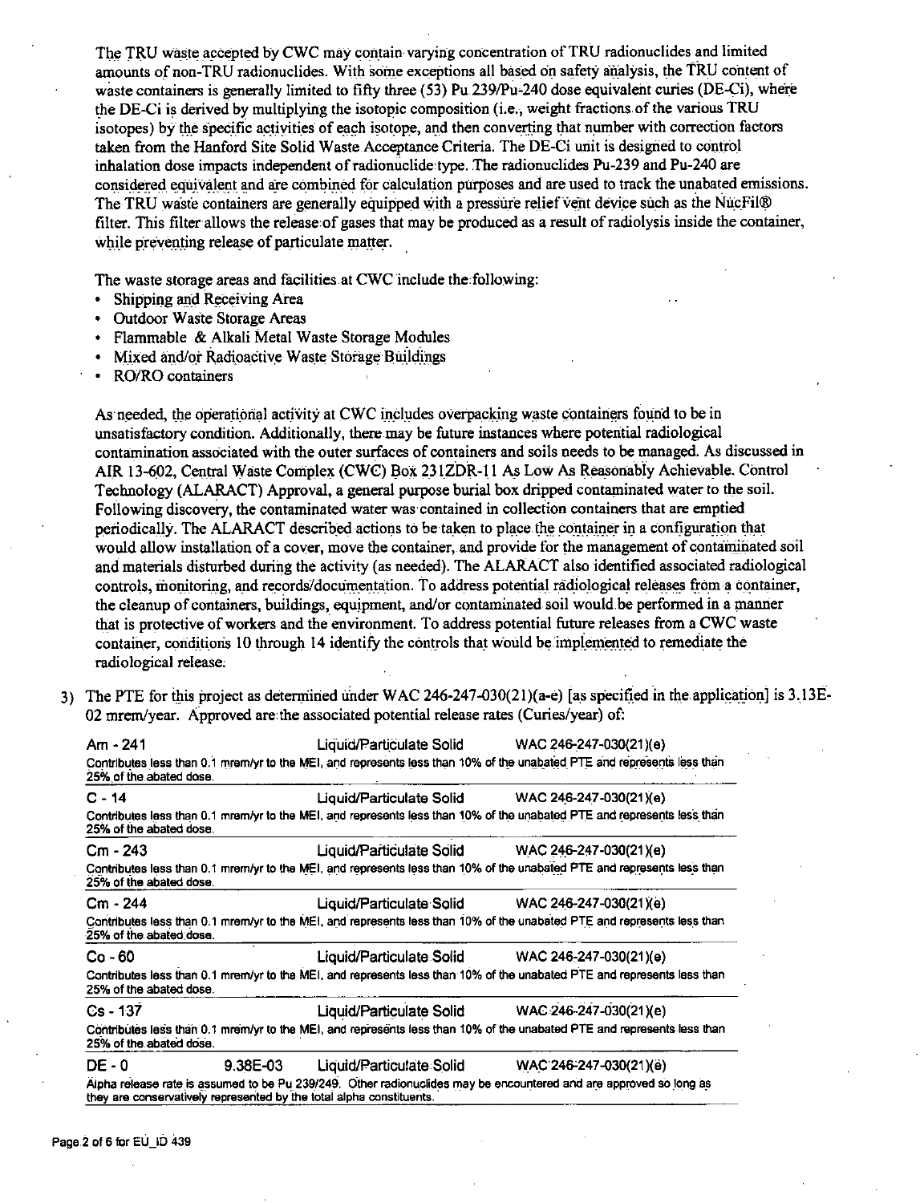The TRU waste accepted by CWC may contain varying concentration of TRU radionuclides and limited amounts of non-TRU radionuclides. With some exceptions all based on safety analysis, the TRU content of waste containers is generally limited to fifty three (53) Pu 239/Pu-240 dose equivalent curies (DE-Ci), where the DE-Ci is derived by multiplying the isotopic composition (i.e., weight fractions of the various TRU isotopes) by the specific activities of each isotope, and then converting that number with correction factors taken from the Hanford Site Solid Waste Acceptance Criteria. The DE-Ci unit is designed to control inhalation dose impacts independent of radionuclide type. The radionuclides Pu-239 and Pu-240 are considered equivalent and are combined for calculation purposes and are used to track the unabated emissions. The TRU waste containers are generally equipped with a pressure relief vent device such as the NucFil® filter. This filter allows the release of gases that may be produced as a result of radiolysis inside the container, while preventing release of particulate matter.

The waste storage areas and facilities at CWC include the following:

- Shipping and Receiving Area
- Outdoor Waste Storage Areas
- Flammable & Alkali Metal Waste Storage Modules
- Mixed and/or Radioactive Waste Storage Buildings
- RO/RO containers

As needed, the operational activity at CWC includes overpacking waste containers found to be in unsatisfactory condition. Additionally, there may be future instances where potential radiological contamination associated with the outer surfaces of containers and soils needs to be managed. As discussed in AIR 13-602, Central Waste Complex (CWC) Box 231ZDR-11 As Low As Reasonably Achievable Control Technology (ALARACT) Approval, a general purpose burial box dripped contaminated water to the soil. Following discovery, the contaminated water was contained in collection containers that are emptied periodically. The ALARACT described actions to be taken to place the container in a configuration that would allow installation of a cover, move the container, and provide for the management of contaminated soil and materials disturbed during the activity (as needed). The ALARACT also identified associated radiological controls, monitoring, and records/documentation. To address potential radiological releases from a container, the cleanup of containers, buildings, equipment, and/or contaminated soil would be performed in a manner that is protective of workers and the environment. To address potential future releases from a CWC waste container, conditions 10 through 14 identify the controls that would be implemented to remediate the radiological release.

3) The PTE for this project as determined under WAC 246-247-030(21)(a-e) [as specified in the application] is 3.13E-02 mrem/year. Approved are the associated potential release rates (Curies/year) of:

| | | | |
|---|---|---|---|
| Am - 241 | | Liquid/Particulate Solid | WAC 246-247-030(21)(e) |
| Contributes less than 0.1 mrem/yr to the MEI, and represents less than 10% of the unabated PTE and represents less than 25% of the abated dose. | | | |
| C - 14 | | Liquid/Particulate Solid | WAC 246-247-030(21)(e) |
| Contributes less than 0.1 mrem/yr to the MEI, and represents less than 10% of the unabated PTE and represents less than 25% of the abated dose. | | | |
| Cm - 243 | | Liquid/Particulate Solid | WAC 246-247-030(21)(e) |
| Contributes less than 0.1 mrem/yr to the MEI, and represents less than 10% of the unabated PTE and represents less than 25% of the abated dose. | | | |
| Cm - 244 | | Liquid/Particulate Solid | WAC 246-247-030(21)(e) |
| Contributes less than 0.1 mrem/yr to the MEI, and represents less than 10% of the unabated PTE and represents less than 25% of the abated dose. | | | |
| Co - 60 | | Liquid/Particulate Solid | WAC 246-247-030(21)(e) |
| Contributes less than 0.1 mrem/yr to the MEI, and represents less than 10% of the unabated PTE and represents less than 25% of the abated dose. | | | |
| Cs - 137 | | Liquid/Particulate Solid | WAC 246-247-030(21)(e) |
| Contributes less than 0.1 mrem/yr to the MEI, and represents less than 10% of the unabated PTE and represents less than 25% of the abated dose. | | | |
| DE - 0 | 9.38E-03 | Liquid/Particulate Solid | WAC 246-247-030(21)(e) |
| Alpha release rate is assumed to be Pu 239/249. Other radionuclides may be encountered and are approved so long as they are conservatively represented by the total alpha constituents. | | | |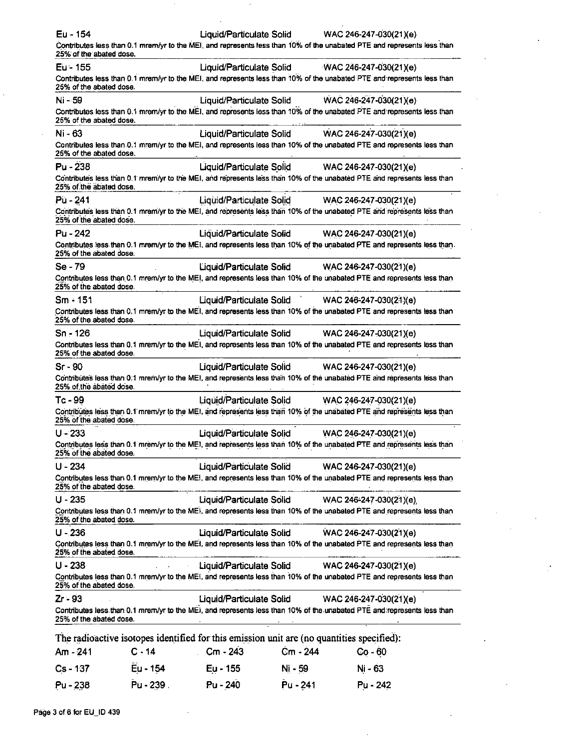| | | |
|---|---|---|
| Eu - 154 | Liquid/Particulate Solid | WAC 246-247-030(21)(e) |

Contributes less than 0.1 mrem/yr to the MEI, and represents less than 10% of the unabated PTE and represents less than 25% of the abated dose.

| | | |
|---|---|---|
| Eu - 155 | Liquid/Particulate Solid | WAC 246-247-030(21)(e) |

Contributes less than 0.1 mrem/yr to the MEI, and represents less than 10% of the unabated PTE and represents less than 25% of the abated dose.

| | | |
|---|---|---|
| Ni - 59 | Liquid/Particulate Solid | WAC 246-247-030(21)(e) |

Contributes less than 0.1 mrem/yr to the MEI, and represents less than 10% of the unabated PTE and represents less than 25% of the abated dose.

| | | |
|---|---|---|
| Ni - 63 | Liquid/Particulate Solid | WAC 246-247-030(21)(e) |

Contributes less than 0.1 mrem/yr to the MEI, and represents less than 10% of the unabated PTE and represents less than 25% of the abated dose.

| | | |
|---|---|---|
| Pu - 238 | Liquid/Particulate Solid | WAC 246-247-030(21)(e) |

Contributes less than 0.1 mrem/yr to the MEI, and represents less than 10% of the unabated PTE and represents less than 25% of the abated dose.

| | | |
|---|---|---|
| Pu - 241 | Liquid/Particulate Solid | WAC 246-247-030(21)(e) |

Contributes less than 0.1 mrem/yr to the MEI, and represents less than 10% of the unabated PTE and represents less than 25% of the abated dose.

| | | |
|---|---|---|
| Pu - 242 | Liquid/Particulate Solid | WAC 246-247-030(21)(e) |

Contributes less than 0.1 mrem/yr to the MEI, and represents less than 10% of the unabated PTE and represents less than 25% of the abated dose.

| | | |
|---|---|---|
| Se - 79 | Liquid/Particulate Solid | WAC 246-247-030(21)(e) |

Contributes less than 0.1 mrem/yr to the MEI, and represents less than 10% of the unabated PTE and represents less than 25% of the abated dose.

| | | |
|---|---|---|
| Sm - 151 | Liquid/Particulate Solid | WAC 246-247-030(21)(e) |

Contributes less than 0.1 mrem/yr to the MEI, and represents less than 10% of the unabated PTE and represents less than 25% of the abated dose.

| | | |
|---|---|---|
| Sn - 126 | Liquid/Particulate Solid | WAC 246-247-030(21)(e) |

Contributes less than 0.1 mrem/yr to the MEI, and represents less than 10% of the unabated PTE and represents less than 25% of the abated dose.

| | | |
|---|---|---|
| Sr - 90 | Liquid/Particulate Solid | WAC 246-247-030(21)(e) |

Contributes less than 0.1 mrem/yr to the MEI, and represents less than 10% of the unabated PTE and represents less than 25% of the abated dose.

| | | |
|---|---|---|
| Tc - 99 | Liquid/Particulate Solid | WAC 246-247-030(21)(e) |

Contributes less than 0.1 mrem/yr to the MEI, and represents less than 10% of the unabated PTE and represents less than 25% of the abated dose.

| | | |
|---|---|---|
| U - 233 | Liquid/Particulate Solid | WAC 246-247-030(21)(e) |

Contributes less than 0.1 mrem/yr to the MEI, and represents less than 10% of the unabated PTE and represents less than 25% of the abated dose.

| | | |
|---|---|---|
| U - 234 | Liquid/Particulate Solid | WAC 246-247-030(21)(e) |

Contributes less than 0.1 mrem/yr to the MEI, and represents less than 10% of the unabated PTE and represents less than 25% of the abated dose.

| | | |
|---|---|---|
| U - 235 | Liquid/Particulate Solid | WAC 246-247-030(21)(e) |

Contributes less than 0.1 mrem/yr to the MEI, and represents less than 10% of the unabated PTE and represents less than 25% of the abated dose.

| | | |
|---|---|---|
| U - 236 | Liquid/Particulate Solid | WAC 246-247-030(21)(e) |

Contributes less than 0.1 mrem/yr to the MEI, and represents less than 10% of the unabated PTE and represents less than 25% of the abated dose.

| | | |
|---|---|---|
| U - 238 | Liquid/Particulate Solid | WAC 246-247-030(21)(e) |

Contributes less than 0.1 mrem/yr to the MEI, and represents less than 10% of the unabated PTE and represents less than 25% of the abated dose.

| | | |
|---|---|---|
| Zr - 93 | Liquid/Particulate Solid | WAC 246-247-030(21)(e) |

Contributes less than 0.1 mrem/yr to the MEI, and represents less than 10% of the unabated PTE and represents less than 25% of the abated dose.

The radioactive isotopes identified for this emission unit are (no quantities specified):

| | | | | |
|---|---|---|---|---|
| Am - 241 | C - 14 | Cm - 243 | Cm - 244 | Co - 60 |
| Cs - 137 | Eu - 154 | Eu - 155 | Ni - 59 | Ni - 63 |
| Pu - 238 | Pu - 239 | Pu - 240 | Pu - 241 | Pu - 242 |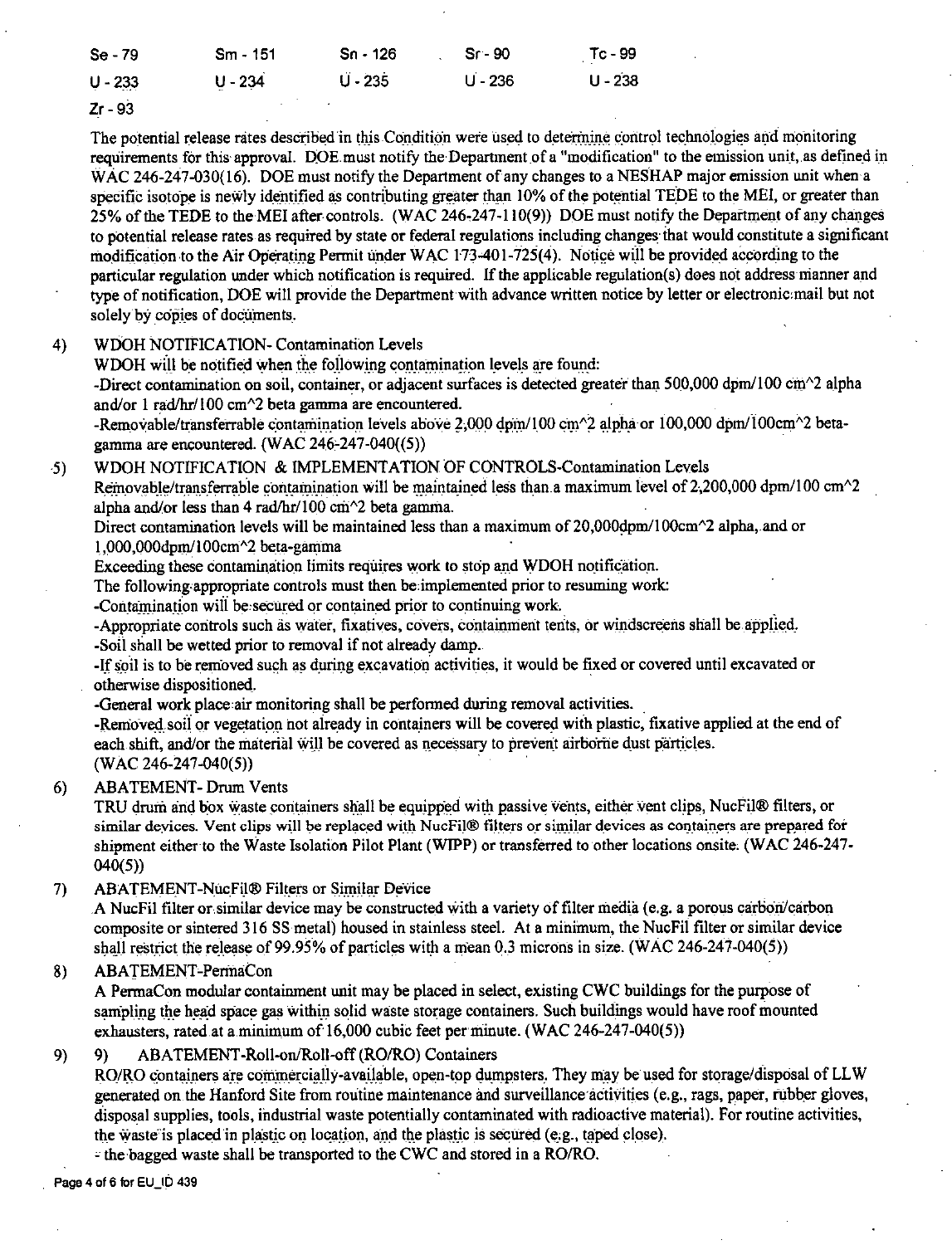| | | | | |
|---|---|---|---|---|
| Se - 79 | Sm - 151 | Sn - 126 | Sr - 90 | Tc - 99 |
| U - 233 | U - 234 | U - 235 | U - 236 | U - 238 |
| Zr - 93 | | | | |

The potential release rates described in this Condition were used to determine control technologies and monitoring requirements for this approval. DOE must notify the Department of a "modification" to the emission unit, as defined in WAC 246-247-030(16). DOE must notify the Department of any changes to a NESHAP major emission unit when a specific isotope is newly identified as contributing greater than 10% of the potential TEDE to the MEI, or greater than 25% of the TEDE to the MEI after controls. (WAC 246-247-110(9)) DOE must notify the Department of any changes to potential release rates as required by state or federal regulations including changes that would constitute a significant modification to the Air Operating Permit under WAC 173-401-725(4). Notice will be provided according to the particular regulation under which notification is required. If the applicable regulation(s) does not address manner and type of notification, DOE will provide the Department with advance written notice by letter or electronic mail but not solely by copies of documents.

4) WDOH NOTIFICATION- Contamination Levels

WDOH will be notified when the following contamination levels are found:

-Direct contamination on soil, container, or adjacent surfaces is detected greater than 500,000 dpm/100 cm^2 alpha and/or 1 rad/hr/100 cm^2 beta gamma are encountered.

-Removable/transferrable contamination levels above 2,000 dpm/100 cm^2 alpha or 100,000 dpm/100cm^2 beta-gamma are encountered. (WAC 246-247-040((5))

5) WDOH NOTIFICATION & IMPLEMENTATION OF CONTROLS-Contamination Levels

Removable/transferrable contamination will be maintained less than a maximum level of 2,200,000 dpm/100 cm^2 alpha and/or less than 4 rad/hr/100 cm^2 beta gamma.

Direct contamination levels will be maintained less than a maximum of 20,000dpm/100cm^2 alpha, and or 1,000,000dpm/100cm^2 beta-gamma

Exceeding these contamination limits requires work to stop and WDOH notification.

The following appropriate controls must then be implemented prior to resuming work:

-Contamination will be secured or contained prior to continuing work.

-Appropriate controls such as water, fixatives, covers, containment tents, or windscreens shall be applied.

-Soil shall be wetted prior to removal if not already damp.

-If soil is to be removed such as during excavation activities, it would be fixed or covered until excavated or otherwise dispositioned.

-General work place air monitoring shall be performed during removal activities.

-Removed soil or vegetation not already in containers will be covered with plastic, fixative applied at the end of each shift, and/or the material will be covered as necessary to prevent airborne dust particles.

(WAC 246-247-040(5))

6) ABATEMENT- Drum Vents

TRU drum and box waste containers shall be equipped with passive vents, either vent clips, NucFil® filters, or similar devices. Vent clips will be replaced with NucFil® filters or similar devices as containers are prepared for shipment either to the Waste Isolation Pilot Plant (WIPP) or transferred to other locations onsite. (WAC 246-247-040(5))

7) ABATEMENT-NucFil® Filters or Similar Device

A NucFil filter or similar device may be constructed with a variety of filter media (e.g. a porous carbon/carbon composite or sintered 316 SS metal) housed in stainless steel. At a minimum, the NucFil filter or similar device shall restrict the release of 99.95% of particles with a mean 0.3 microns in size. (WAC 246-247-040(5))

8) ABATEMENT-PermaCon

A PermaCon modular containment unit may be placed in select, existing CWC buildings for the purpose of sampling the head space gas within solid waste storage containers. Such buildings would have roof mounted exhausters, rated at a minimum of 16,000 cubic feet per minute. (WAC 246-247-040(5))

9) 9) ABATEMENT-Roll-on/Roll-off (RO/RO) Containers

RO/RO containers are commercially-available, open-top dumpsters. They may be used for storage/disposal of LLW generated on the Hanford Site from routine maintenance and surveillance activities (e.g., rags, paper, rubber gloves, disposal supplies, tools, industrial waste potentially contaminated with radioactive material). For routine activities, the waste is placed in plastic on location, and the plastic is secured (e.g., taped close).

- the bagged waste shall be transported to the CWC and stored in a RO/RO.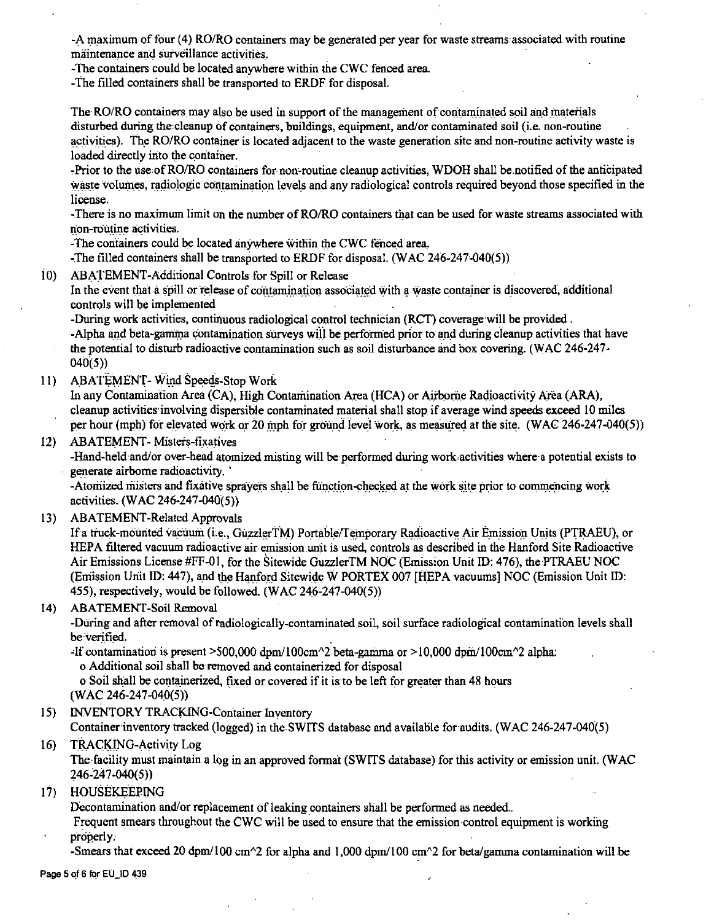-A maximum of four (4) RO/RO containers may be generated per year for waste streams associated with routine maintenance and surveillance activities.
-The containers could be located anywhere within the CWC fenced area.
-The filled containers shall be transported to ERDF for disposal.

The RO/RO containers may also be used in support of the management of contaminated soil and materials disturbed during the cleanup of containers, buildings, equipment, and/or contaminated soil (i.e. non-routine activities). The RO/RO container is located adjacent to the waste generation site and non-routine activity waste is loaded directly into the container.
-Prior to the use of RO/RO containers for non-routine cleanup activities, WDOH shall be notified of the anticipated waste volumes, radiologic contamination levels and any radiological controls required beyond those specified in the license.
-There is no maximum limit on the number of RO/RO containers that can be used for waste streams associated with non-routine activities.
-The containers could be located anywhere within the CWC fenced area.
-The filled containers shall be transported to ERDF for disposal. (WAC 246-247-040(5))

10) ABATEMENT-Additional Controls for Spill or Release
In the event that a spill or release of contamination associated with a waste container is discovered, additional controls will be implemented
-During work activities, continuous radiological control technician (RCT) coverage will be provided .
-Alpha and beta-gamma contamination surveys will be performed prior to and during cleanup activities that have the potential to disturb radioactive contamination such as soil disturbance and box covering. (WAC 246-247-040(5))

11) ABATEMENT- Wind Speeds-Stop Work
In any Contamination Area (CA), High Contamination Area (HCA) or Airborne Radioactivity Area (ARA), cleanup activities involving dispersible contaminated material shall stop if average wind speeds exceed 10 miles per hour (mph) for elevated work or 20 mph for ground level work, as measured at the site. (WAC 246-247-040(5))

12) ABATEMENT- Misters-fixatives
-Hand-held and/or over-head atomized misting will be performed during work activities where a potential exists to generate airborne radioactivity.
-Atomized misters and fixative sprayers shall be function-checked at the work site prior to commencing work activities. (WAC 246-247-040(5))

13) ABATEMENT-Related Approvals
If a truck-mounted vacuum (i.e., GuzzlerTM) Portable/Temporary Radioactive Air Emission Units (PTRAEU), or HEPA filtered vacuum radioactive air emission unit is used, controls as described in the Hanford Site Radioactive Air Emissions License #FF-01, for the Sitewide GuzzlerTM NOC (Emission Unit ID: 476), the PTRAEU NOC (Emission Unit ID: 447), and the Hanford Sitewide W PORTEX 007 [HEPA vacuums] NOC (Emission Unit ID: 455), respectively, would be followed. (WAC 246-247-040(5))

14) ABATEMENT-Soil Removal
-During and after removal of radiologically-contaminated soil, soil surface radiological contamination levels shall be verified.
-If contamination is present >500,000 dpm/100cm^2 beta-gamma or >10,000 dpm/100cm^2 alpha:
  o Additional soil shall be removed and containerized for disposal
  o Soil shall be containerized, fixed or covered if it is to be left for greater than 48 hours
(WAC 246-247-040(5))

15) INVENTORY TRACKING-Container Inventory
Container inventory tracked (logged) in the SWITS database and available for audits. (WAC 246-247-040(5)

16) TRACKING-Activity Log
The facility must maintain a log in an approved format (SWITS database) for this activity or emission unit. (WAC 246-247-040(5))

17) HOUSEKEEPING
Decontamination and/or replacement of leaking containers shall be performed as needed..
Frequent smears throughout the CWC will be used to ensure that the emission control equipment is working properly.
-Smears that exceed 20 dpm/100 cm^2 for alpha and 1,000 dpm/100 cm^2 for beta/gamma contamination will be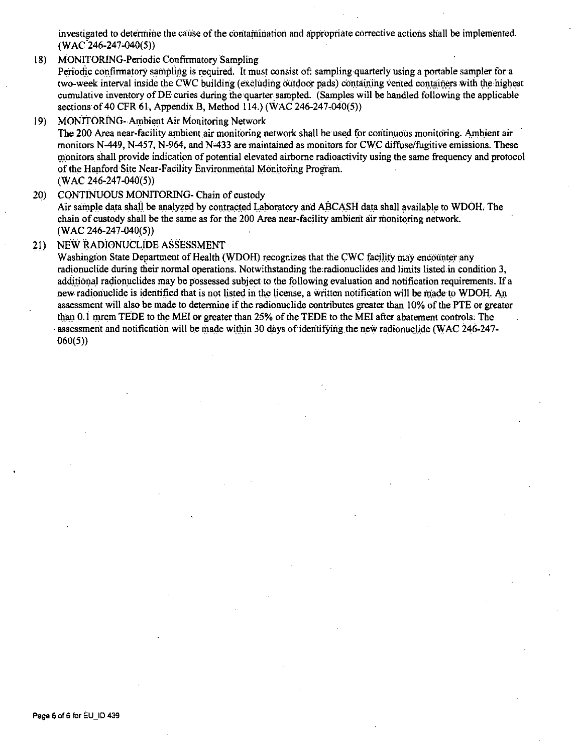investigated to determine the cause of the contamination and appropriate corrective actions shall be implemented. (WAC 246-247-040(5))

18) MONITORING-Periodic Confirmatory Sampling
    Periodic confirmatory sampling is required. It must consist of: sampling quarterly using a portable sampler for a two-week interval inside the CWC building (excluding outdoor pads) containing vented containers with the highest cumulative inventory of DE curies during the quarter sampled. (Samples will be handled following the applicable sections of 40 CFR 61, Appendix B, Method 114.) (WAC 246-247-040(5))

19) MONITORING- Ambient Air Monitoring Network
    The 200 Area near-facility ambient air monitoring network shall be used for continuous monitoring. Ambient air monitors N-449, N-457, N-964, and N-433 are maintained as monitors for CWC diffuse/fugitive emissions. These monitors shall provide indication of potential elevated airborne radioactivity using the same frequency and protocol of the Hanford Site Near-Facility Environmental Monitoring Program.
    (WAC 246-247-040(5))

20) CONTINUOUS MONITORING- Chain of custody
    Air sample data shall be analyzed by contracted Laboratory and ABCASH data shall available to WDOH. The chain of custody shall be the same as for the 200 Area near-facility ambient air monitoring network.
    (WAC 246-247-040(5))

21) NEW RADIONUCLIDE ASSESSMENT
    Washington State Department of Health (WDOH) recognizes that the CWC facility may encounter any radionuclide during their normal operations. Notwithstanding the radionuclides and limits listed in condition 3, additional radionuclides may be possessed subject to the following evaluation and notification requirements. If a new radionuclide is identified that is not listed in the license, a written notification will be made to WDOH. An assessment will also be made to determine if the radionuclide contributes greater than 10% of the PTE or greater than 0.1 mrem TEDE to the MEI or greater than 25% of the TEDE to the MEI after abatement controls. The assessment and notification will be made within 30 days of identifying the new radionuclide (WAC 246-247-060(5))